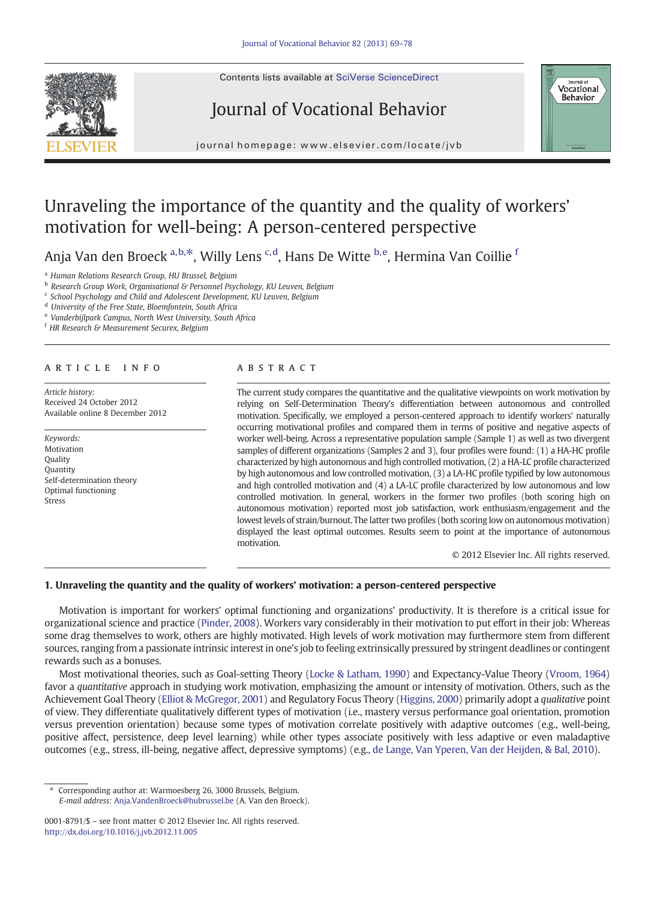# Unraveling the importance of the quantity and the quality of workers' motivation for well-being: A person-centered perspective

Anja Van den Broeck [a,b,*], Willy Lens [c,d], Hans De Witte [b,e], Hermina Van Coillie [f]

[a] Human Relations Research Group, HU Brussel, Belgium
[b] Research Group Work, Organisational & Personnel Psychology, KU Leuven, Belgium
[c] School Psychology and Child and Adolescent Development, KU Leuven, Belgium
[d] University of the Free State, Bloemfontein, South Africa
[e] Vanderbijlpark Campus, North West University, South Africa
[f] HR Research & Measurement Securex, Belgium

## ARTICLE INFO

*Article history:*
Received 24 October 2012
Available online 8 December 2012

*Keywords:*
Motivation
Quality
Quantity
Self-determination theory
Optimal functioning
Stress

## ABSTRACT

The current study compares the quantitative and the qualitative viewpoints on work motivation by relying on Self-Determination Theory's differentiation between autonomous and controlled motivation. Specifically, we employed a person-centered approach to identify workers' naturally occurring motivational profiles and compared them in terms of positive and negative aspects of worker well-being. Across a representative population sample (Sample 1) as well as two divergent samples of different organizations (Samples 2 and 3), four profiles were found: (1) a HA-HC profile characterized by high autonomous and high controlled motivation, (2) a HA-LC profile characterized by high autonomous and low controlled motivation, (3) a LA-HC profile typified by low autonomous and high controlled motivation and (4) a LA-LC profile characterized by low autonomous and low controlled motivation. In general, workers in the former two profiles (both scoring high on autonomous motivation) reported most job satisfaction, work enthusiasm/engagement and the lowest levels of strain/burnout. The latter two profiles (both scoring low on autonomous motivation) displayed the least optimal outcomes. Results seem to point at the importance of autonomous motivation.

© 2012 Elsevier Inc. All rights reserved.

## 1. Unraveling the quantity and the quality of workers' motivation: a person-centered perspective

Motivation is important for workers' optimal functioning and organizations' productivity. It is therefore is a critical issue for organizational science and practice (Pinder, 2008). Workers vary considerably in their motivation to put effort in their job: Whereas some drag themselves to work, others are highly motivated. High levels of work motivation may furthermore stem from different sources, ranging from a passionate intrinsic interest in one's job to feeling extrinsically pressured by stringent deadlines or contingent rewards such as a bonuses.

Most motivational theories, such as Goal-setting Theory (Locke & Latham, 1990) and Expectancy-Value Theory (Vroom, 1964) favor a *quantitative* approach in studying work motivation, emphasizing the amount or intensity of motivation. Others, such as the Achievement Goal Theory (Elliot & McGregor, 2001) and Regulatory Focus Theory (Higgins, 2000) primarily adopt a *qualitative* point of view. They differentiate qualitatively different types of motivation (i.e., mastery versus performance goal orientation, promotion versus prevention orientation) because some types of motivation correlate positively with adaptive outcomes (e.g., well-being, positive affect, persistence, deep level learning) while other types associate positively with less adaptive or even maladaptive outcomes (e.g., stress, ill-being, negative affect, depressive symptoms) (e.g., de Lange, Van Yperen, Van der Heijden, & Bal, 2010).

* Corresponding author at: Warmoesberg 26, 3000 Brussels, Belgium.
*E-mail address:* Anja.VandenBroeck@hubrussel.be (A. Van den Broeck).

0001-8791/$ – see front matter © 2012 Elsevier Inc. All rights reserved.
http://dx.doi.org/10.1016/j.jvb.2012.11.005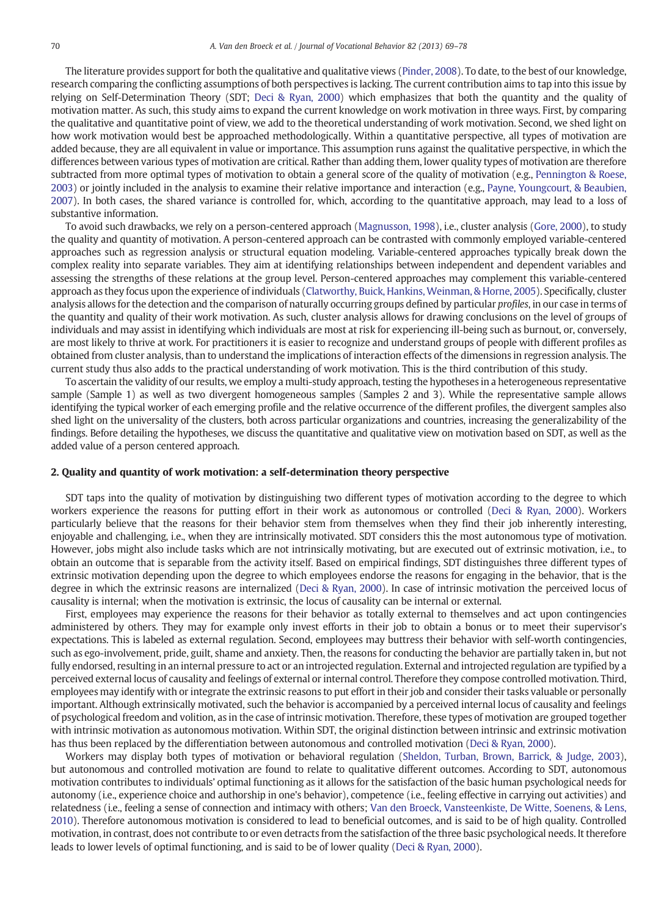The literature provides support for both the qualitative and qualitative views (Pinder, 2008). To date, to the best of our knowledge, research comparing the conflicting assumptions of both perspectives is lacking. The current contribution aims to tap into this issue by relying on Self-Determination Theory (SDT; Deci & Ryan, 2000) which emphasizes that both the quantity and the quality of motivation matter. As such, this study aims to expand the current knowledge on work motivation in three ways. First, by comparing the qualitative and quantitative point of view, we add to the theoretical understanding of work motivation. Second, we shed light on how work motivation would best be approached methodologically. Within a quantitative perspective, all types of motivation are added because, they are all equivalent in value or importance. This assumption runs against the qualitative perspective, in which the differences between various types of motivation are critical. Rather than adding them, lower quality types of motivation are therefore subtracted from more optimal types of motivation to obtain a general score of the quality of motivation (e.g., Pennington & Roese, 2003) or jointly included in the analysis to examine their relative importance and interaction (e.g., Payne, Youngcourt, & Beaubien, 2007). In both cases, the shared variance is controlled for, which, according to the quantitative approach, may lead to a loss of substantive information.

To avoid such drawbacks, we rely on a person-centered approach (Magnusson, 1998), i.e., cluster analysis (Gore, 2000), to study the quality and quantity of motivation. A person-centered approach can be contrasted with commonly employed variable-centered approaches such as regression analysis or structural equation modeling. Variable-centered approaches typically break down the complex reality into separate variables. They aim at identifying relationships between independent and dependent variables and assessing the strengths of these relations at the group level. Person-centered approaches may complement this variable-centered approach as they focus upon the experience of individuals (Clatworthy, Buick, Hankins, Weinman, & Horne, 2005). Specifically, cluster analysis allows for the detection and the comparison of naturally occurring groups defined by particular *profiles*, in our case in terms of the quantity and quality of their work motivation. As such, cluster analysis allows for drawing conclusions on the level of groups of individuals and may assist in identifying which individuals are most at risk for experiencing ill-being such as burnout, or, conversely, are most likely to thrive at work. For practitioners it is easier to recognize and understand groups of people with different profiles as obtained from cluster analysis, than to understand the implications of interaction effects of the dimensions in regression analysis. The current study thus also adds to the practical understanding of work motivation. This is the third contribution of this study.

To ascertain the validity of our results, we employ a multi-study approach, testing the hypotheses in a heterogeneous representative sample (Sample 1) as well as two divergent homogeneous samples (Samples 2 and 3). While the representative sample allows identifying the typical worker of each emerging profile and the relative occurrence of the different profiles, the divergent samples also shed light on the universality of the clusters, both across particular organizations and countries, increasing the generalizability of the findings. Before detailing the hypotheses, we discuss the quantitative and qualitative view on motivation based on SDT, as well as the added value of a person centered approach.

## 2. Quality and quantity of work motivation: a self-determination theory perspective

SDT taps into the quality of motivation by distinguishing two different types of motivation according to the degree to which workers experience the reasons for putting effort in their work as autonomous or controlled (Deci & Ryan, 2000). Workers particularly believe that the reasons for their behavior stem from themselves when they find their job inherently interesting, enjoyable and challenging, i.e., when they are intrinsically motivated. SDT considers this the most autonomous type of motivation. However, jobs might also include tasks which are not intrinsically motivating, but are executed out of extrinsic motivation, i.e., to obtain an outcome that is separable from the activity itself. Based on empirical findings, SDT distinguishes three different types of extrinsic motivation depending upon the degree to which employees endorse the reasons for engaging in the behavior, that is the degree in which the extrinsic reasons are internalized (Deci & Ryan, 2000). In case of intrinsic motivation the perceived locus of causality is internal; when the motivation is extrinsic, the locus of causality can be internal or external.

First, employees may experience the reasons for their behavior as totally external to themselves and act upon contingencies administered by others. They may for example only invest efforts in their job to obtain a bonus or to meet their supervisor's expectations. This is labeled as external regulation. Second, employees may buttress their behavior with self-worth contingencies, such as ego-involvement, pride, guilt, shame and anxiety. Then, the reasons for conducting the behavior are partially taken in, but not fully endorsed, resulting in an internal pressure to act or an introjected regulation. External and introjected regulation are typified by a perceived external locus of causality and feelings of external or internal control. Therefore they compose controlled motivation. Third, employees may identify with or integrate the extrinsic reasons to put effort in their job and consider their tasks valuable or personally important. Although extrinsically motivated, such the behavior is accompanied by a perceived internal locus of causality and feelings of psychological freedom and volition, as in the case of intrinsic motivation. Therefore, these types of motivation are grouped together with intrinsic motivation as autonomous motivation. Within SDT, the original distinction between intrinsic and extrinsic motivation has thus been replaced by the differentiation between autonomous and controlled motivation (Deci & Ryan, 2000).

Workers may display both types of motivation or behavioral regulation (Sheldon, Turban, Brown, Barrick, & Judge, 2003), but autonomous and controlled motivation are found to relate to qualitative different outcomes. According to SDT, autonomous motivation contributes to individuals' optimal functioning as it allows for the satisfaction of the basic human psychological needs for autonomy (i.e., experience choice and authorship in one's behavior), competence (i.e., feeling effective in carrying out activities) and relatedness (i.e., feeling a sense of connection and intimacy with others; Van den Broeck, Vansteenkiste, De Witte, Soenens, & Lens, 2010). Therefore autonomous motivation is considered to lead to beneficial outcomes, and is said to be of high quality. Controlled motivation, in contrast, does not contribute to or even detracts from the satisfaction of the three basic psychological needs. It therefore leads to lower levels of optimal functioning, and is said to be of lower quality (Deci & Ryan, 2000).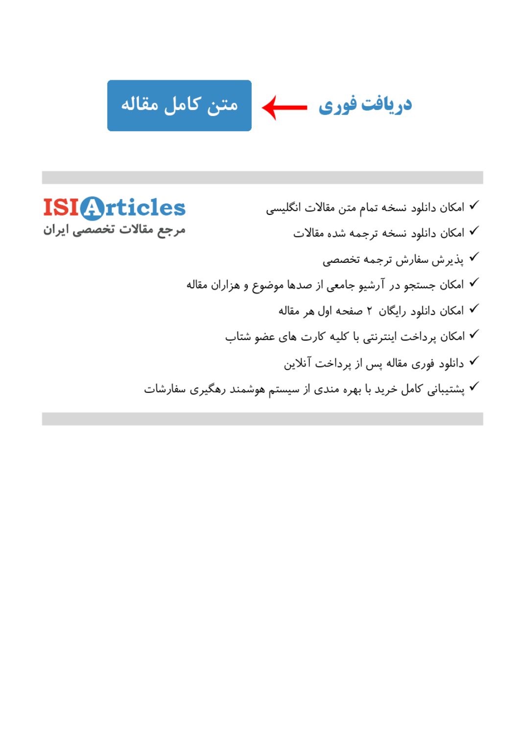متن کامل مقاله ← دریافت فوری

**ISIArticles**
مرجع مقالات تخصصی ایران

- ✓ امکان دانلود نسخه تمام متن مقالات انگلیسی
- ✓ امکان دانلود نسخه ترجمه شده مقالات
- ✓ پذیرش سفارش ترجمه تخصصی
- ✓ امکان جستجو در آرشیو جامعی از صدها موضوع و هزاران مقاله
- ✓ امکان دانلود رایگان ۲ صفحه اول هر مقاله
- ✓ امکان پرداخت اینترنتی با کلیه کارت های عضو شتاب
- ✓ دانلود فوری مقاله پس از پرداخت آنلاین
- ✓ پشتیبانی کامل خرید با بهره مندی از سیستم هوشمند رهگیری سفارشات